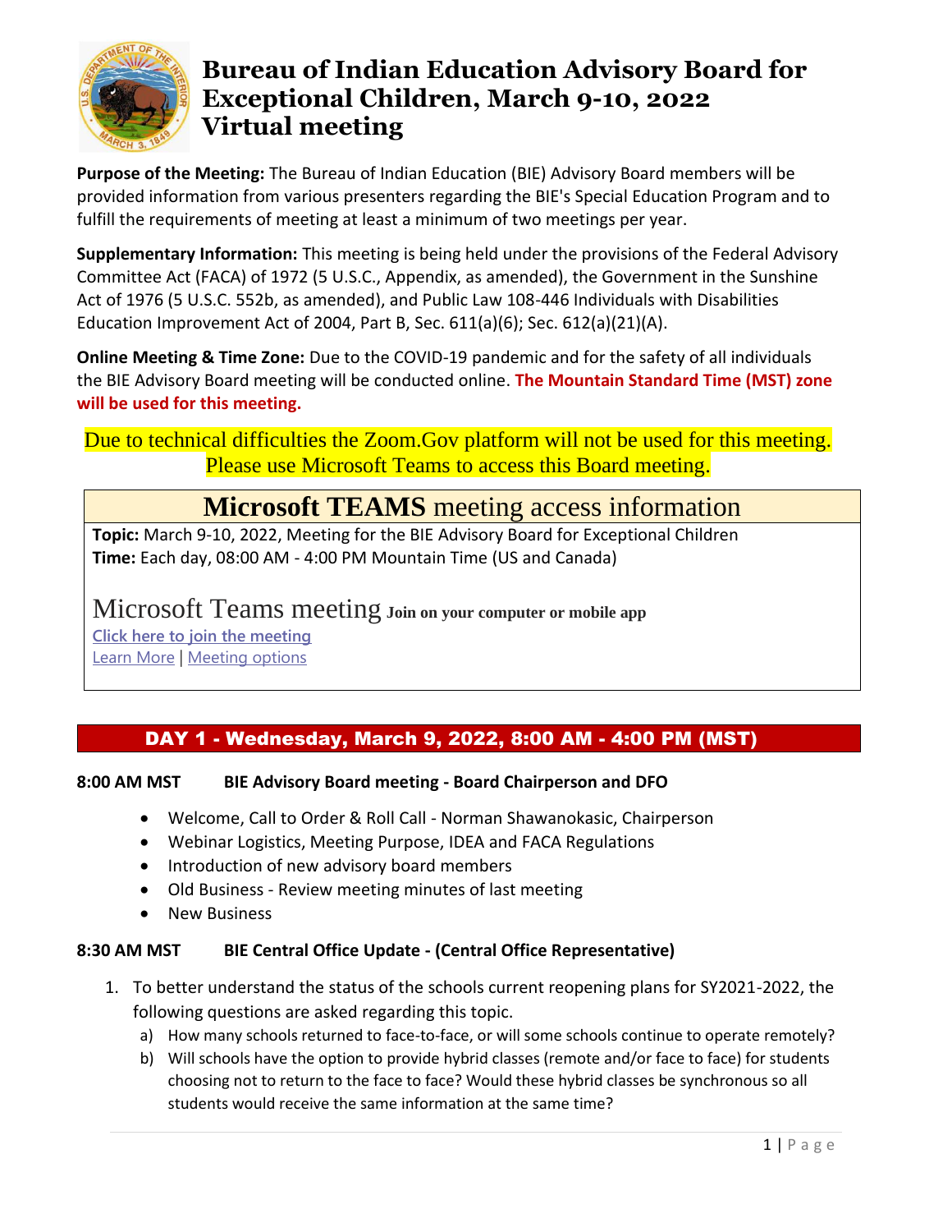# Bureau of Indian Education Advisory Board for Exceptional Children, March 9-10, 2022 Virtual meeting

**Purpose of the Meeting:** The Bureau of Indian Education (BIE) Advisory Board members will be provided information from various presenters regarding the BIE's Special Education Program and to fulfill the requirements of meeting at least a minimum of two meetings per year.

**Supplementary Information:** This meeting is being held under the provisions of the Federal Advisory Committee Act (FACA) of 1972 (5 U.S.C., Appendix, as amended), the Government in the Sunshine Act of 1976 (5 U.S.C. 552b, as amended), and Public Law 108-446 Individuals with Disabilities Education Improvement Act of 2004, Part B, Sec. 611(a)(6); Sec. 612(a)(21)(A).

**Online Meeting & Time Zone:** Due to the COVID-19 pandemic and for the safety of all individuals the BIE Advisory Board meeting will be conducted online. **The Mountain Standard Time (MST) zone will be used for this meeting.**

Due to technical difficulties the Zoom.Gov platform will not be used for this meeting. Please use Microsoft Teams to access this Board meeting.

## **Microsoft TEAMS** meeting access information

**Topic:** March 9-10, 2022, Meeting for the BIE Advisory Board for Exceptional Children
**Time:** Each day, 08:00 AM - 4:00 PM Mountain Time (US and Canada)

Microsoft Teams meeting **Join on your computer or mobile app**
Click here to join the meeting
Learn More | Meeting options

## DAY 1 - Wednesday, March 9, 2022, 8:00 AM - 4:00 PM (MST)

**8:00 AM MST BIE Advisory Board meeting - Board Chairperson and DFO**

- Welcome, Call to Order & Roll Call - Norman Shawanokasic, Chairperson
- Webinar Logistics, Meeting Purpose, IDEA and FACA Regulations
- Introduction of new advisory board members
- Old Business - Review meeting minutes of last meeting
- New Business

**8:30 AM MST BIE Central Office Update - (Central Office Representative)**

1. To better understand the status of the schools current reopening plans for SY2021-2022, the following questions are asked regarding this topic.
   a) How many schools returned to face-to-face, or will some schools continue to operate remotely?
   b) Will schools have the option to provide hybrid classes (remote and/or face to face) for students choosing not to return to the face to face? Would these hybrid classes be synchronous so all students would receive the same information at the same time?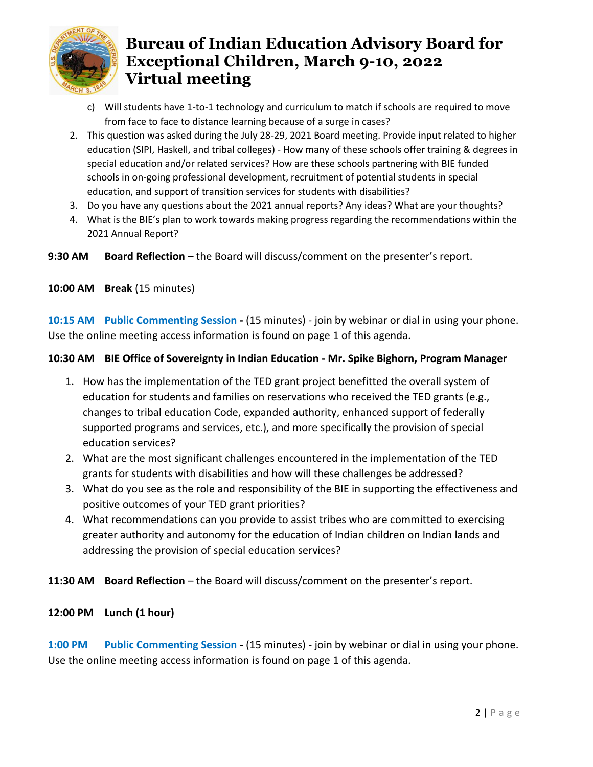c) Will students have 1-to-1 technology and curriculum to match if schools are required to move from face to face to distance learning because of a surge in cases?

2. This question was asked during the July 28-29, 2021 Board meeting. Provide input related to higher education (SIPI, Haskell, and tribal colleges) - How many of these schools offer training & degrees in special education and/or related services? How are these schools partnering with BIE funded schools in on-going professional development, recruitment of potential students in special education, and support of transition services for students with disabilities?
3. Do you have any questions about the 2021 annual reports? Any ideas? What are your thoughts?
4. What is the BIE's plan to work towards making progress regarding the recommendations within the 2021 Annual Report?

**9:30 AM** **Board Reflection** – the Board will discuss/comment on the presenter's report.

**10:00 AM** **Break** (15 minutes)

**10:15 AM** **Public Commenting Session -** (15 minutes) - join by webinar or dial in using your phone. Use the online meeting access information is found on page 1 of this agenda.

**10:30 AM BIE Office of Sovereignty in Indian Education - Mr. Spike Bighorn, Program Manager**

1. How has the implementation of the TED grant project benefitted the overall system of education for students and families on reservations who received the TED grants (e.g., changes to tribal education Code, expanded authority, enhanced support of federally supported programs and services, etc.), and more specifically the provision of special education services?
2. What are the most significant challenges encountered in the implementation of the TED grants for students with disabilities and how will these challenges be addressed?
3. What do you see as the role and responsibility of the BIE in supporting the effectiveness and positive outcomes of your TED grant priorities?
4. What recommendations can you provide to assist tribes who are committed to exercising greater authority and autonomy for the education of Indian children on Indian lands and addressing the provision of special education services?

**11:30 AM** **Board Reflection** – the Board will discuss/comment on the presenter's report.

**12:00 PM Lunch (1 hour)**

**1:00 PM** **Public Commenting Session -** (15 minutes) - join by webinar or dial in using your phone. Use the online meeting access information is found on page 1 of this agenda.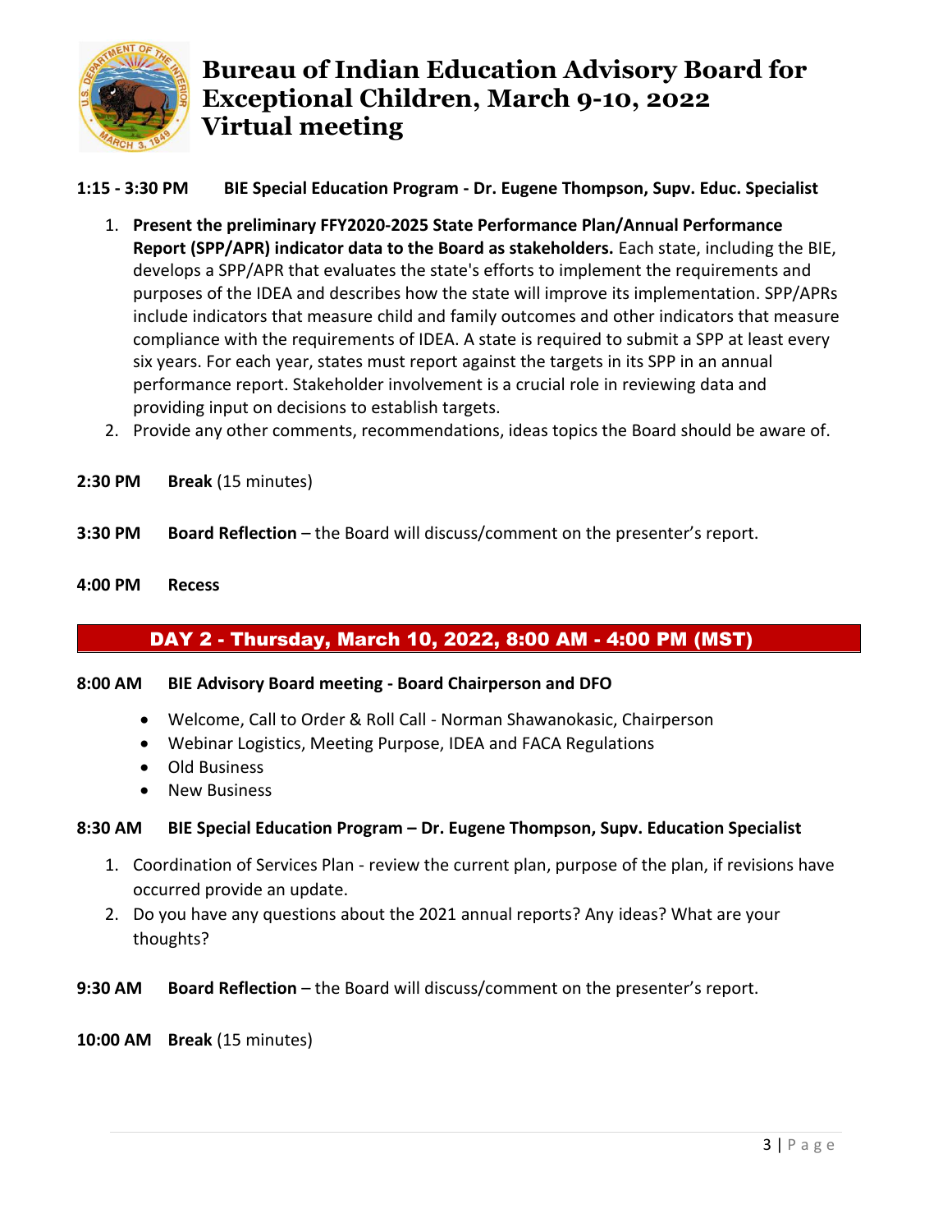# Bureau of Indian Education Advisory Board for Exceptional Children, March 9-10, 2022 Virtual meeting

**1:15 - 3:30 PM BIE Special Education Program - Dr. Eugene Thompson, Supv. Educ. Specialist**

1. **Present the preliminary FFY2020-2025 State Performance Plan/Annual Performance Report (SPP/APR) indicator data to the Board as stakeholders.** Each state, including the BIE, develops a SPP/APR that evaluates the state's efforts to implement the requirements and purposes of the IDEA and describes how the state will improve its implementation. SPP/APRs include indicators that measure child and family outcomes and other indicators that measure compliance with the requirements of IDEA. A state is required to submit a SPP at least every six years. For each year, states must report against the targets in its SPP in an annual performance report. Stakeholder involvement is a crucial role in reviewing data and providing input on decisions to establish targets.
2. Provide any other comments, recommendations, ideas topics the Board should be aware of.

**2:30 PM Break** (15 minutes)

**3:30 PM Board Reflection** – the Board will discuss/comment on the presenter's report.

**4:00 PM Recess**

## DAY 2 - Thursday, March 10, 2022, 8:00 AM - 4:00 PM (MST)

**8:00 AM BIE Advisory Board meeting - Board Chairperson and DFO**

- Welcome, Call to Order & Roll Call - Norman Shawanokasic, Chairperson
- Webinar Logistics, Meeting Purpose, IDEA and FACA Regulations
- Old Business
- New Business

**8:30 AM BIE Special Education Program – Dr. Eugene Thompson, Supv. Education Specialist**

1. Coordination of Services Plan - review the current plan, purpose of the plan, if revisions have occurred provide an update.
2. Do you have any questions about the 2021 annual reports? Any ideas? What are your thoughts?

**9:30 AM Board Reflection** – the Board will discuss/comment on the presenter's report.

**10:00 AM Break** (15 minutes)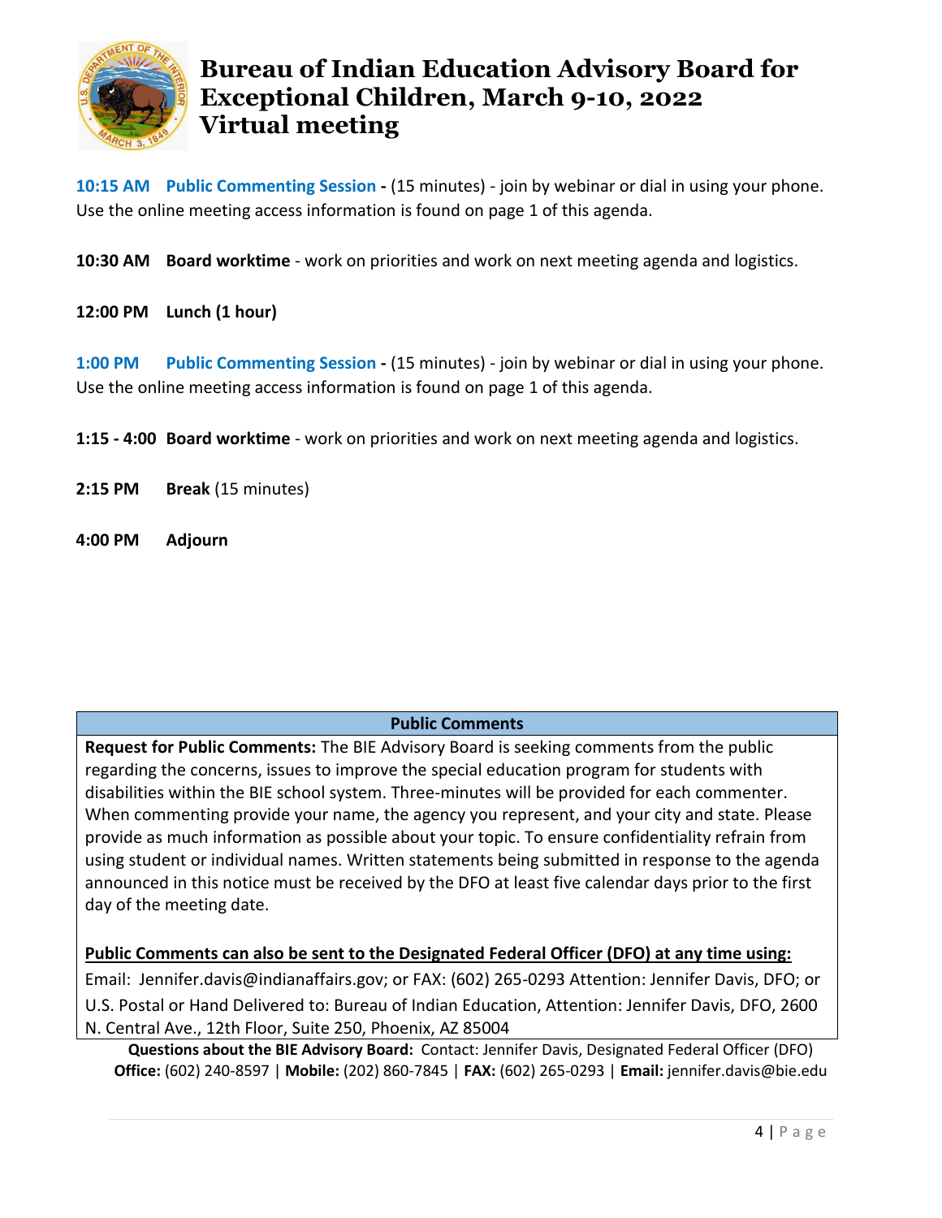# Bureau of Indian Education Advisory Board for Exceptional Children, March 9-10, 2022 Virtual meeting

**10:15 AM Public Commenting Session -** (15 minutes) - join by webinar or dial in using your phone. Use the online meeting access information is found on page 1 of this agenda.

**10:30 AM Board worktime** - work on priorities and work on next meeting agenda and logistics.

**12:00 PM Lunch (1 hour)**

**1:00 PM Public Commenting Session -** (15 minutes) - join by webinar or dial in using your phone. Use the online meeting access information is found on page 1 of this agenda.

**1:15 - 4:00 Board worktime** - work on priorities and work on next meeting agenda and logistics.

**2:15 PM Break** (15 minutes)

**4:00 PM Adjourn**

| **Public Comments** |
|---|
| **Request for Public Comments:** The BIE Advisory Board is seeking comments from the public regarding the concerns, issues to improve the special education program for students with disabilities within the BIE school system. Three-minutes will be provided for each commenter. When commenting provide your name, the agency you represent, and your city and state. Please provide as much information as possible about your topic. To ensure confidentiality refrain from using student or individual names. Written statements being submitted in response to the agenda announced in this notice must be received by the DFO at least five calendar days prior to the first day of the meeting date. <br><br> **Public Comments can also be sent to the Designated Federal Officer (DFO) at any time using:** <br> Email: Jennifer.davis@indianaffairs.gov; or FAX: (602) 265-0293 Attention: Jennifer Davis, DFO; or U.S. Postal or Hand Delivered to: Bureau of Indian Education, Attention: Jennifer Davis, DFO, 2600 N. Central Ave., 12th Floor, Suite 250, Phoenix, AZ 85004 |

**Questions about the BIE Advisory Board:** Contact: Jennifer Davis, Designated Federal Officer (DFO)
**Office:** (602) 240-8597 | **Mobile:** (202) 860-7845 | **FAX:** (602) 265-0293 | **Email:** jennifer.davis@bie.edu